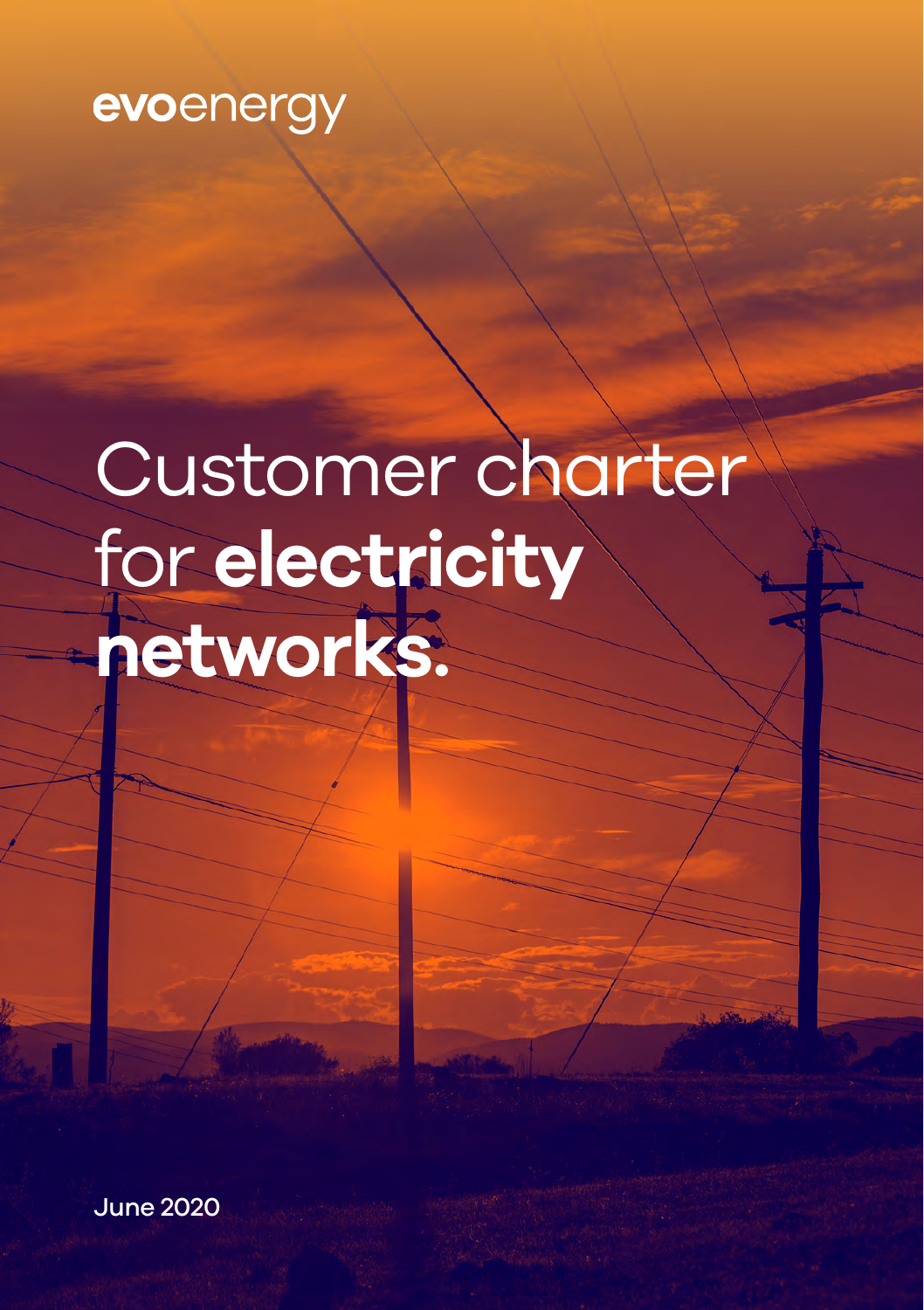evoenergy

# Customer charter for **electricity networks.**

June 2020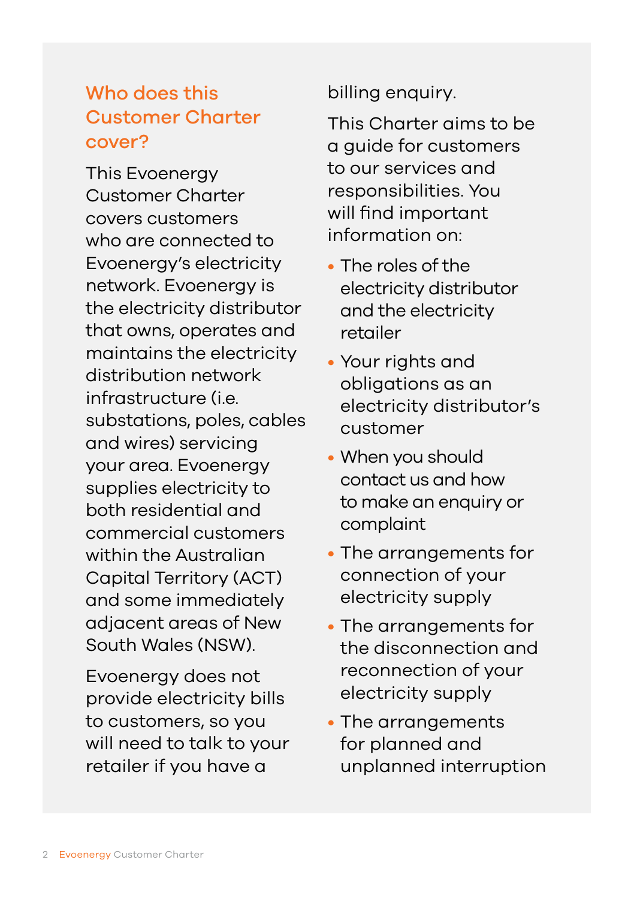## Who does this Customer Charter cover?

This Evoenergy Customer Charter covers customers who are connected to Evoenergy's electricity network. Evoenergy is the electricity distributor that owns, operates and maintains the electricity distribution network infrastructure (i.e. substations, poles, cables and wires) servicing your area. Evoenergy supplies electricity to both residential and commercial customers within the Australian Capital Territory (ACT) and some immediately adjacent areas of New South Wales (NSW).

Evoenergy does not provide electricity bills to customers, so you will need to talk to your retailer if you have a billing enquiry.

This Charter aims to be a guide for customers to our services and responsibilities. You will find important information on:

- The roles of the electricity distributor and the electricity retailer
- Your rights and obligations as an electricity distributor's customer
- When you should contact us and how to make an enquiry or complaint
- The arrangements for connection of your electricity supply
- The arrangements for the disconnection and reconnection of your electricity supply
- The arrangements for planned and unplanned interruption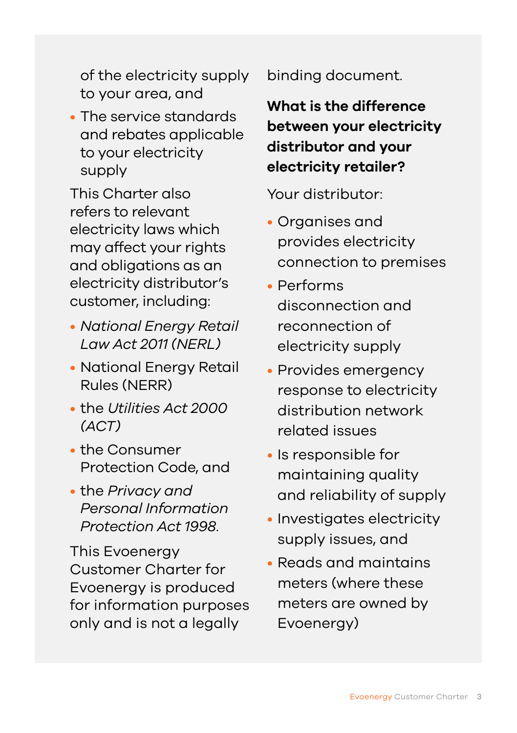of the electricity supply to your area, and

- The service standards and rebates applicable to your electricity supply

This Charter also refers to relevant electricity laws which may affect your rights and obligations as an electricity distributor's customer, including:

- *National Energy Retail Law Act 2011 (NERL)*
- National Energy Retail Rules (NERR)
- the *Utilities Act 2000 (ACT)*
- the Consumer Protection Code, and
- the *Privacy and Personal Information Protection Act 1998*.

This Evoenergy Customer Charter for Evoenergy is produced for information purposes only and is not a legally binding document.

**What is the difference between your electricity distributor and your electricity retailer?**

Your distributor:

- Organises and provides electricity connection to premises
- Performs disconnection and reconnection of electricity supply
- Provides emergency response to electricity distribution network related issues
- Is responsible for maintaining quality and reliability of supply
- Investigates electricity supply issues, and
- Reads and maintains meters (where these meters are owned by Evoenergy)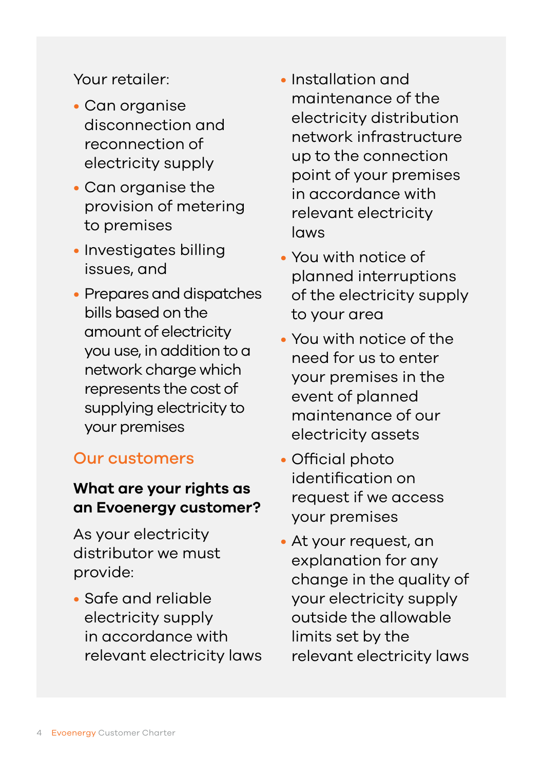Your retailer:

- Can organise disconnection and reconnection of electricity supply
- Can organise the provision of metering to premises
- Investigates billing issues, and
- Prepares and dispatches bills based on the amount of electricity you use, in addition to a network charge which represents the cost of supplying electricity to your premises

## Our customers

### What are your rights as an Evoenergy customer?

As your electricity distributor we must provide:

- Safe and reliable electricity supply in accordance with relevant electricity laws
- Installation and maintenance of the electricity distribution network infrastructure up to the connection point of your premises in accordance with relevant electricity laws
- You with notice of planned interruptions of the electricity supply to your area
- You with notice of the need for us to enter your premises in the event of planned maintenance of our electricity assets
- Official photo identification on request if we access your premises
- At your request, an explanation for any change in the quality of your electricity supply outside the allowable limits set by the relevant electricity laws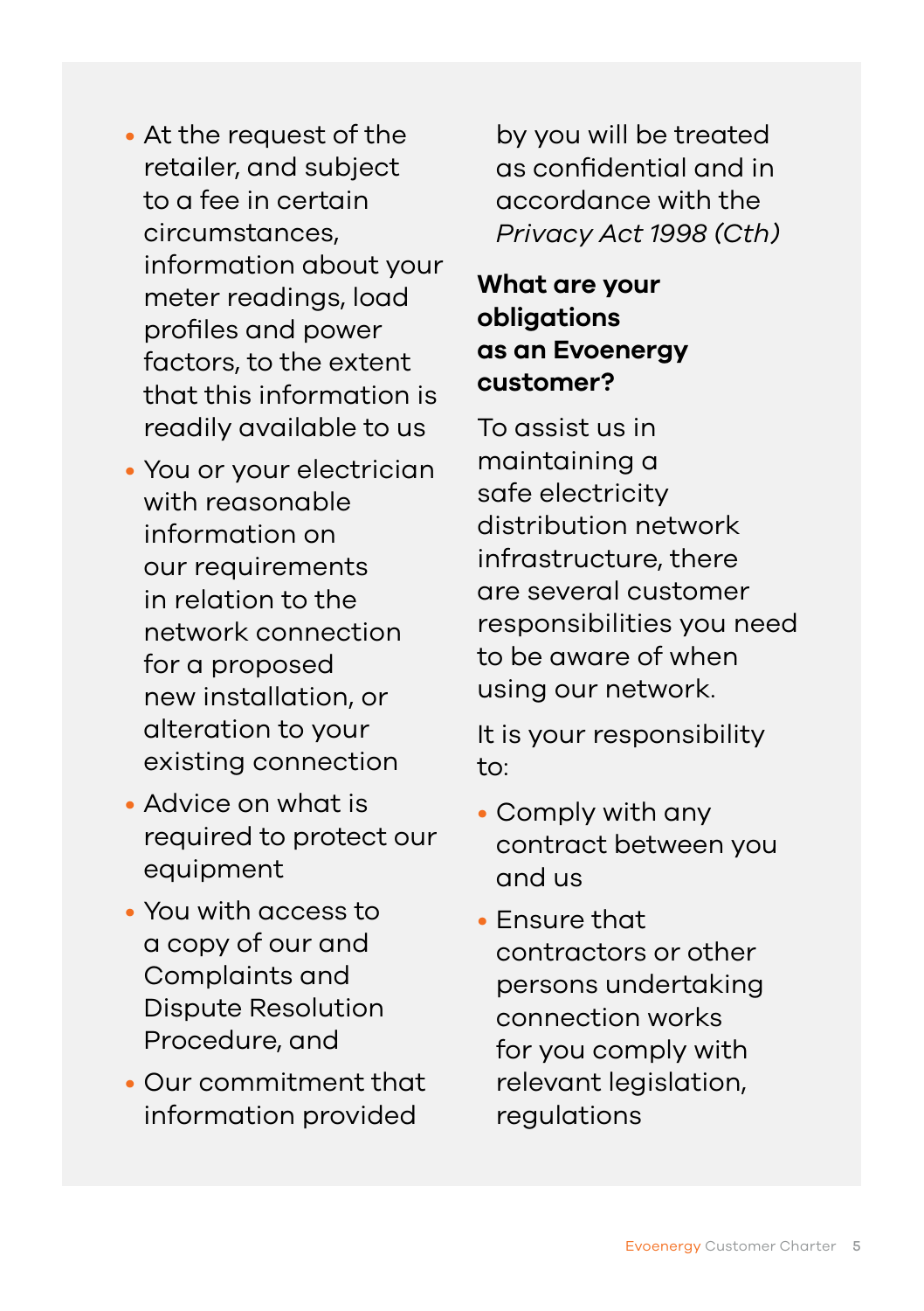- At the request of the retailer, and subject to a fee in certain circumstances, information about your meter readings, load profiles and power factors, to the extent that this information is readily available to us
- You or your electrician with reasonable information on our requirements in relation to the network connection for a proposed new installation, or alteration to your existing connection
- Advice on what is required to protect our equipment
- You with access to a copy of our and Complaints and Dispute Resolution Procedure, and
- Our commitment that information provided by you will be treated as confidential and in accordance with the *Privacy Act 1998 (Cth)*

**What are your obligations as an Evoenergy customer?**

To assist us in maintaining a safe electricity distribution network infrastructure, there are several customer responsibilities you need to be aware of when using our network.

It is your responsibility to:

- Comply with any contract between you and us
- Ensure that contractors or other persons undertaking connection works for you comply with relevant legislation, regulations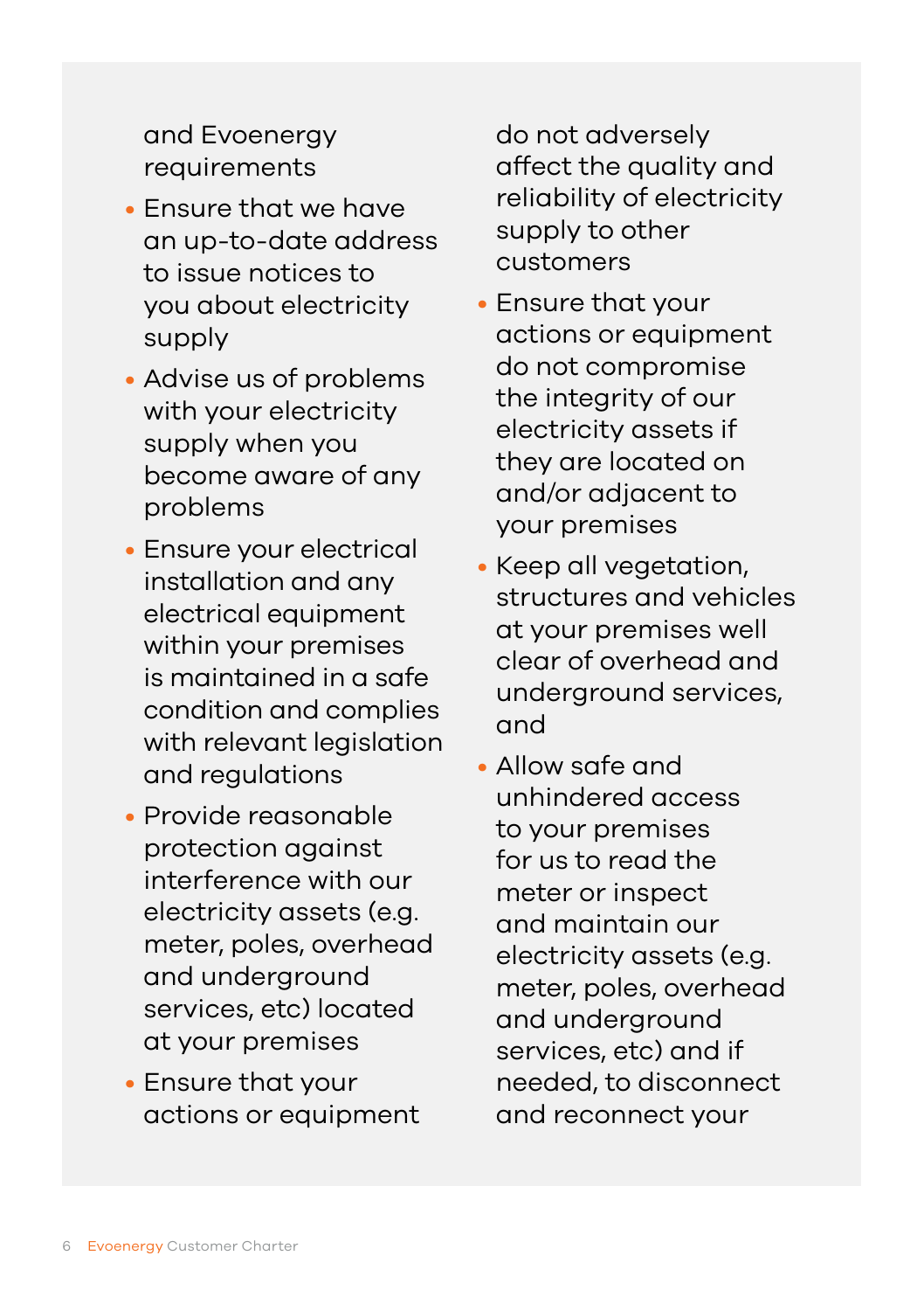and Evoenergy requirements

- Ensure that we have an up-to-date address to issue notices to you about electricity supply
- Advise us of problems with your electricity supply when you become aware of any problems
- Ensure your electrical installation and any electrical equipment within your premises is maintained in a safe condition and complies with relevant legislation and regulations
- Provide reasonable protection against interference with our electricity assets (e.g. meter, poles, overhead and underground services, etc) located at your premises
- Ensure that your actions or equipment do not adversely affect the quality and reliability of electricity supply to other customers
- Ensure that your actions or equipment do not compromise the integrity of our electricity assets if they are located on and/or adjacent to your premises
- Keep all vegetation, structures and vehicles at your premises well clear of overhead and underground services, and
- Allow safe and unhindered access to your premises for us to read the meter or inspect and maintain our electricity assets (e.g. meter, poles, overhead and underground services, etc) and if needed, to disconnect and reconnect your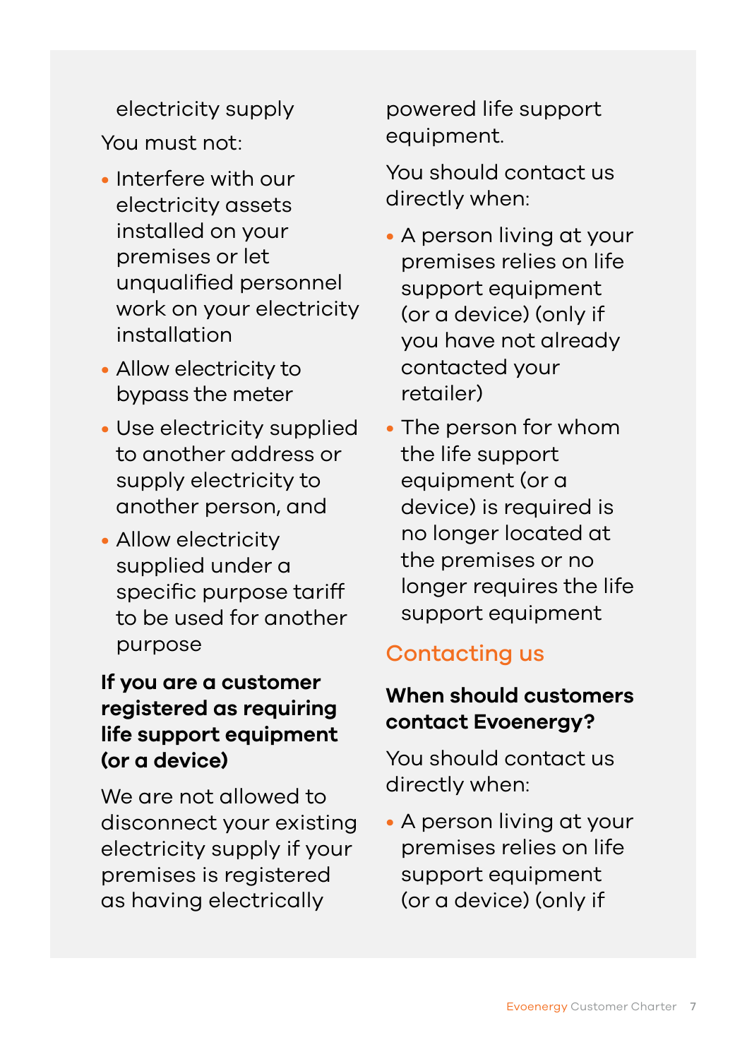electricity supply

You must not:

- Interfere with our electricity assets installed on your premises or let unqualified personnel work on your electricity installation
- Allow electricity to bypass the meter
- Use electricity supplied to another address or supply electricity to another person, and
- Allow electricity supplied under a specific purpose tariff to be used for another purpose

**If you are a customer registered as requiring life support equipment (or a device)**

We are not allowed to disconnect your existing electricity supply if your premises is registered as having electrically powered life support equipment.

You should contact us directly when:

- A person living at your premises relies on life support equipment (or a device) (only if you have not already contacted your retailer)
- The person for whom the life support equipment (or a device) is required is no longer located at the premises or no longer requires the life support equipment

## Contacting us

**When should customers contact Evoenergy?**

You should contact us directly when:

- A person living at your premises relies on life support equipment (or a device) (only if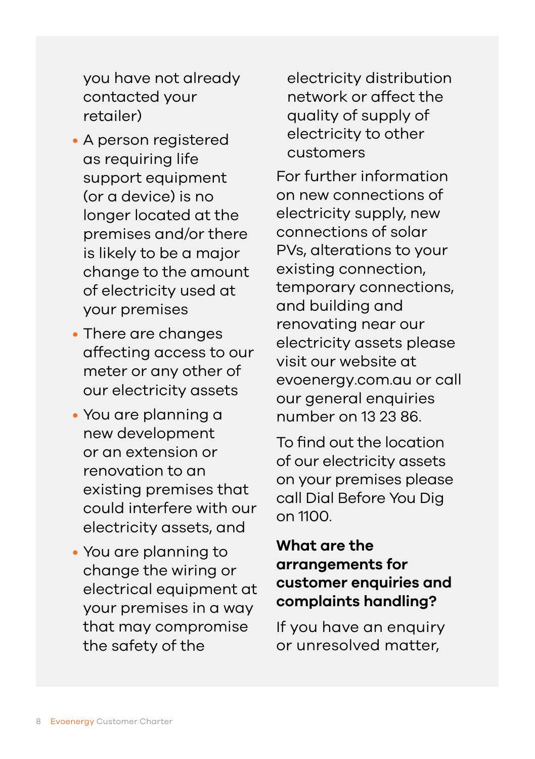you have not already contacted your retailer)

- A person registered as requiring life support equipment (or a device) is no longer located at the premises and/or there is likely to be a major change to the amount of electricity used at your premises
- There are changes affecting access to our meter or any other of our electricity assets
- You are planning a new development or an extension or renovation to an existing premises that could interfere with our electricity assets, and
- You are planning to change the wiring or electrical equipment at your premises in a way that may compromise the safety of the electricity distribution network or affect the quality of supply of electricity to other customers

For further information on new connections of electricity supply, new connections of solar PVs, alterations to your existing connection, temporary connections, and building and renovating near our electricity assets please visit our website at evoenergy.com.au or call our general enquiries number on 13 23 86.

To find out the location of our electricity assets on your premises please call Dial Before You Dig on 1100.

**What are the arrangements for customer enquiries and complaints handling?**

If you have an enquiry or unresolved matter,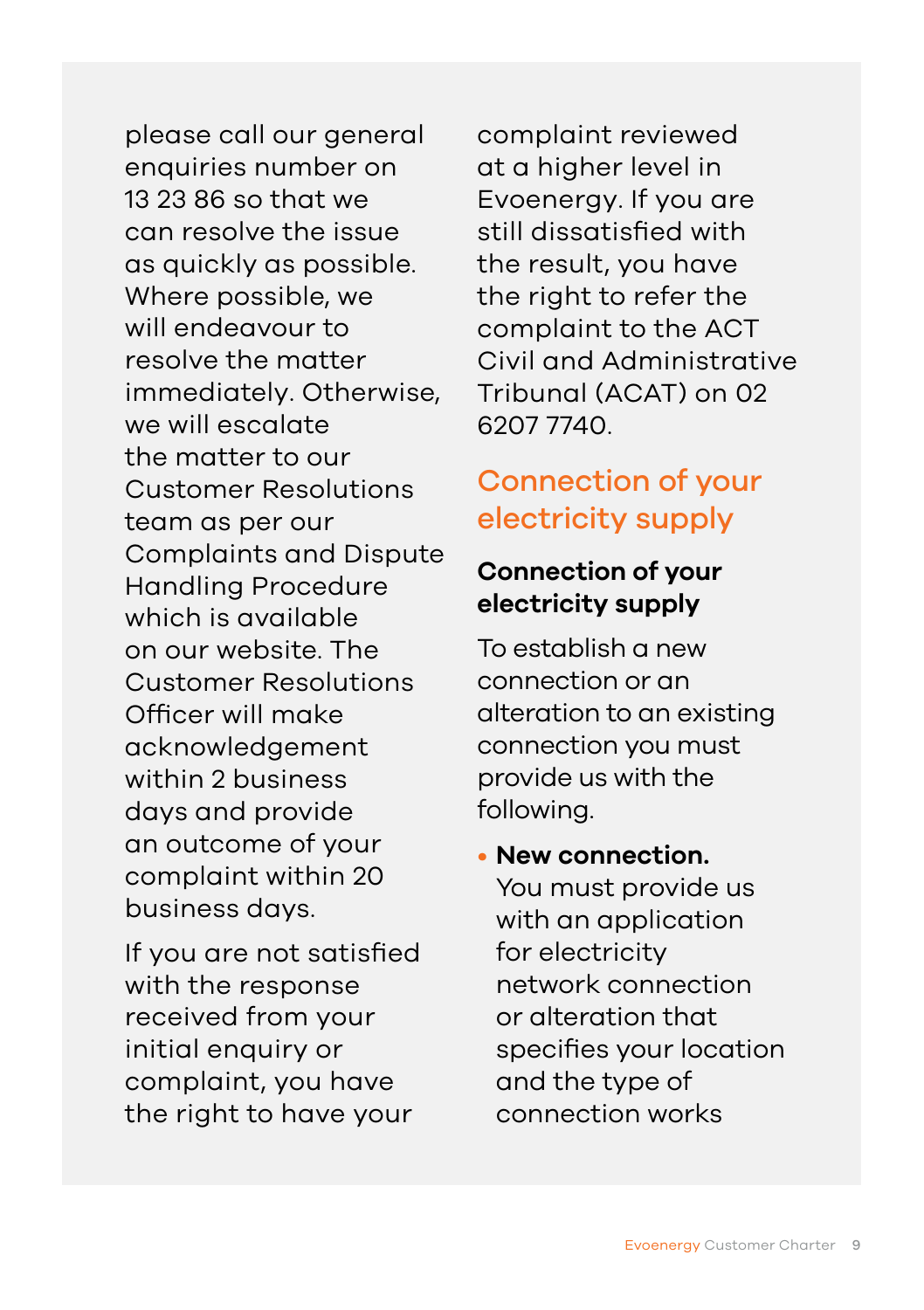please call our general enquiries number on 13 23 86 so that we can resolve the issue as quickly as possible. Where possible, we will endeavour to resolve the matter immediately. Otherwise, we will escalate the matter to our Customer Resolutions team as per our Complaints and Dispute Handling Procedure which is available on our website. The Customer Resolutions Officer will make acknowledgement within 2 business days and provide an outcome of your complaint within 20 business days.

If you are not satisfied with the response received from your initial enquiry or complaint, you have the right to have your complaint reviewed at a higher level in Evoenergy. If you are still dissatisfied with the result, you have the right to refer the complaint to the ACT Civil and Administrative Tribunal (ACAT) on 02 6207 7740.

## Connection of your electricity supply

### Connection of your electricity supply

To establish a new connection or an alteration to an existing connection you must provide us with the following.

- **New connection.** You must provide us with an application for electricity network connection or alteration that specifies your location and the type of connection works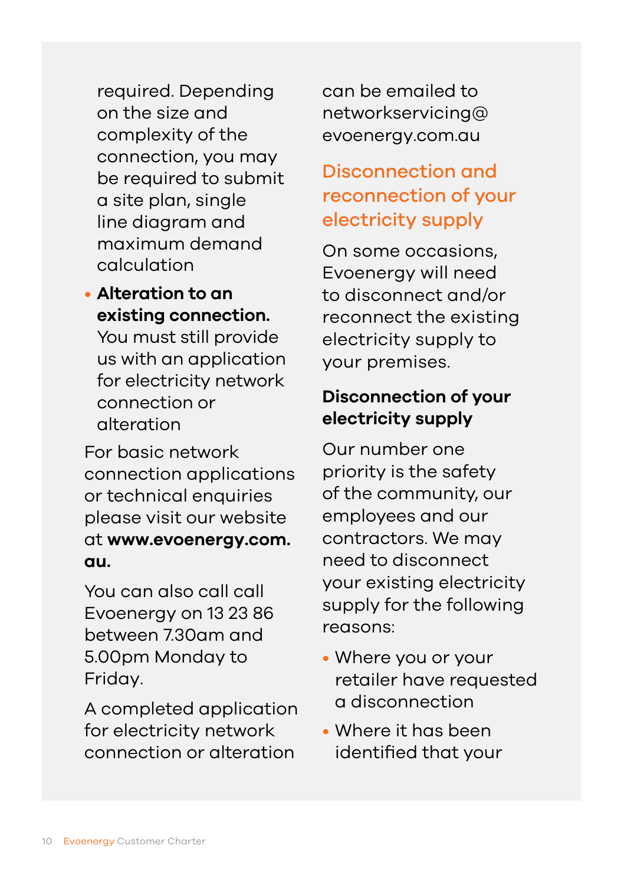required. Depending on the size and complexity of the connection, you may be required to submit a site plan, single line diagram and maximum demand calculation

- **Alteration to an existing connection.** You must still provide us with an application for electricity network connection or alteration

For basic network connection applications or technical enquiries please visit our website at **www.evoenergy.com.au.**

You can also call call Evoenergy on 13 23 86 between 7.30am and 5.00pm Monday to Friday.

A completed application for electricity network connection or alteration can be emailed to networkservicing@evoenergy.com.au

## Disconnection and reconnection of your electricity supply

On some occasions, Evoenergy will need to disconnect and/or reconnect the existing electricity supply to your premises.

### Disconnection of your electricity supply

Our number one priority is the safety of the community, our employees and our contractors. We may need to disconnect your existing electricity supply for the following reasons:

- Where you or your retailer have requested a disconnection
- Where it has been identified that your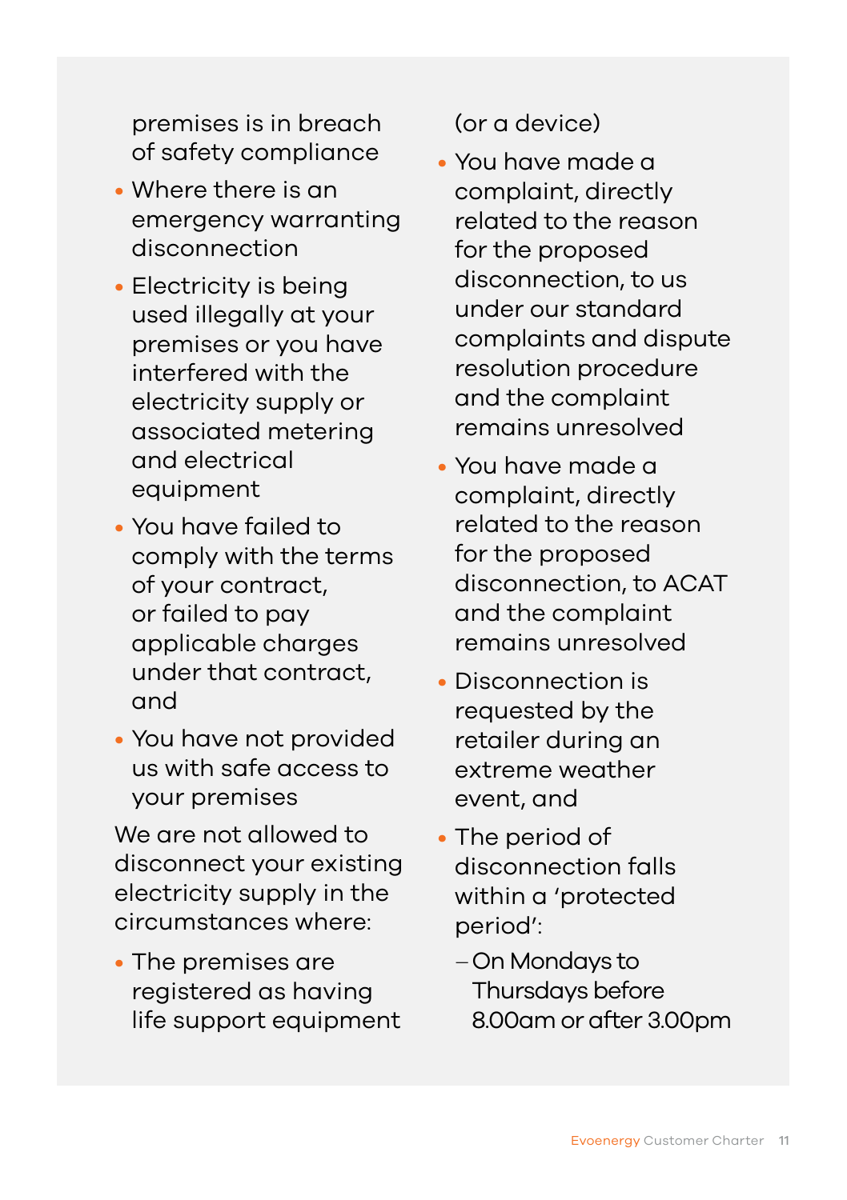premises is in breach of safety compliance

- Where there is an emergency warranting disconnection
- Electricity is being used illegally at your premises or you have interfered with the electricity supply or associated metering and electrical equipment
- You have failed to comply with the terms of your contract, or failed to pay applicable charges under that contract, and
- You have not provided us with safe access to your premises

We are not allowed to disconnect your existing electricity supply in the circumstances where:

- The premises are registered as having life support equipment (or a device)
- You have made a complaint, directly related to the reason for the proposed disconnection, to us under our standard complaints and dispute resolution procedure and the complaint remains unresolved
- You have made a complaint, directly related to the reason for the proposed disconnection, to ACAT and the complaint remains unresolved
- Disconnection is requested by the retailer during an extreme weather event, and
- The period of disconnection falls within a 'protected period':
  - On Mondays to Thursdays before 8.00am or after 3.00pm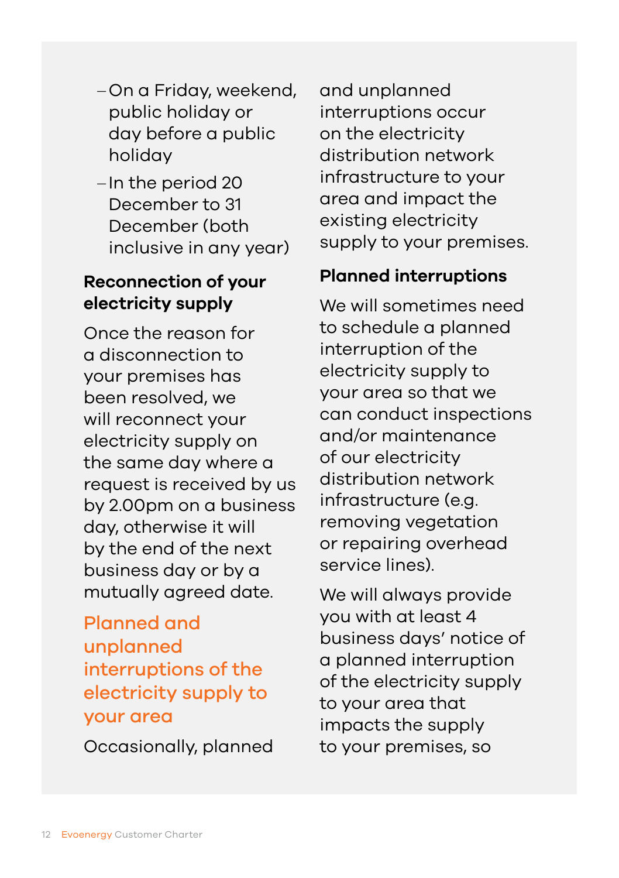- On a Friday, weekend, public holiday or day before a public holiday
- In the period 20 December to 31 December (both inclusive in any year)

### Reconnection of your electricity supply

Once the reason for a disconnection to your premises has been resolved, we will reconnect your electricity supply on the same day where a request is received by us by 2.00pm on a business day, otherwise it will by the end of the next business day or by a mutually agreed date.

## Planned and unplanned interruptions of the electricity supply to your area

Occasionally, planned and unplanned interruptions occur on the electricity distribution network infrastructure to your area and impact the existing electricity supply to your premises.

### Planned interruptions

We will sometimes need to schedule a planned interruption of the electricity supply to your area so that we can conduct inspections and/or maintenance of our electricity distribution network infrastructure (e.g. removing vegetation or repairing overhead service lines).

We will always provide you with at least 4 business days' notice of a planned interruption of the electricity supply to your area that impacts the supply to your premises, so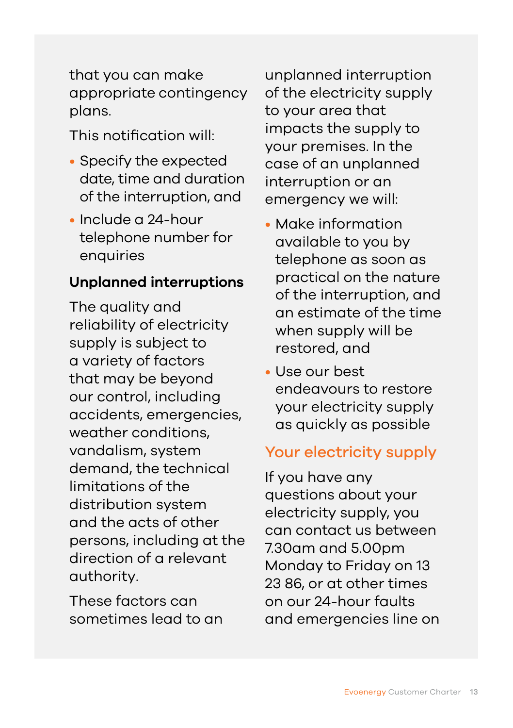that you can make appropriate contingency plans.

This notification will:

- Specify the expected date, time and duration of the interruption, and
- Include a 24-hour telephone number for enquiries

### Unplanned interruptions

The quality and reliability of electricity supply is subject to a variety of factors that may be beyond our control, including accidents, emergencies, weather conditions, vandalism, system demand, the technical limitations of the distribution system and the acts of other persons, including at the direction of a relevant authority.

These factors can sometimes lead to an unplanned interruption of the electricity supply to your area that impacts the supply to your premises. In the case of an unplanned interruption or an emergency we will:

- Make information available to you by telephone as soon as practical on the nature of the interruption, and an estimate of the time when supply will be restored, and
- Use our best endeavours to restore your electricity supply as quickly as possible

## Your electricity supply

If you have any questions about your electricity supply, you can contact us between 7.30am and 5.00pm Monday to Friday on 13 23 86, or at other times on our 24-hour faults and emergencies line on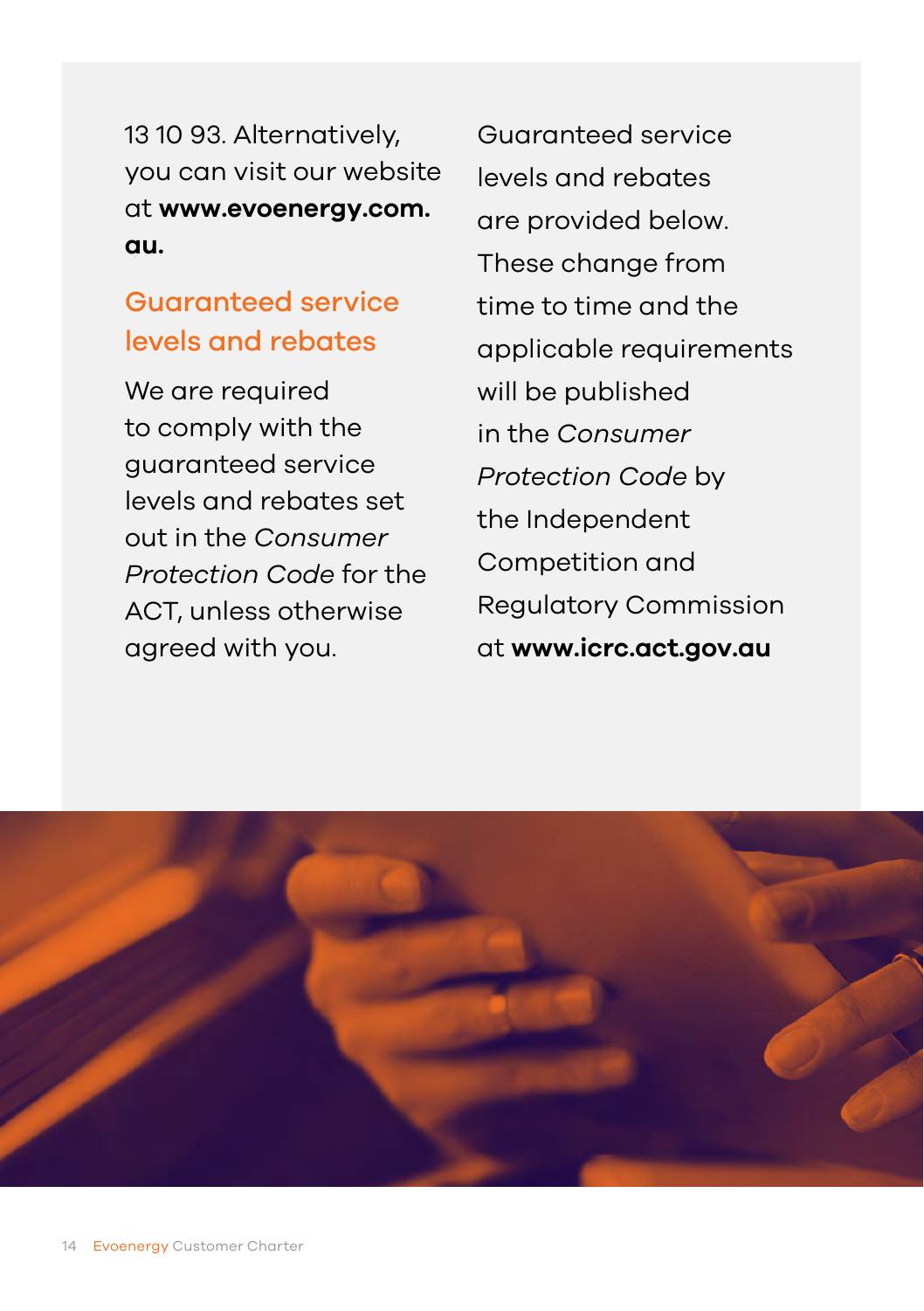13 10 93. Alternatively, you can visit our website at **www.evoenergy.com.au.**

## Guaranteed service levels and rebates

We are required to comply with the guaranteed service levels and rebates set out in the *Consumer Protection Code* for the ACT, unless otherwise agreed with you.

Guaranteed service levels and rebates are provided below. These change from time to time and the applicable requirements will be published in the *Consumer Protection Code* by the Independent Competition and Regulatory Commission at **www.icrc.act.gov.au**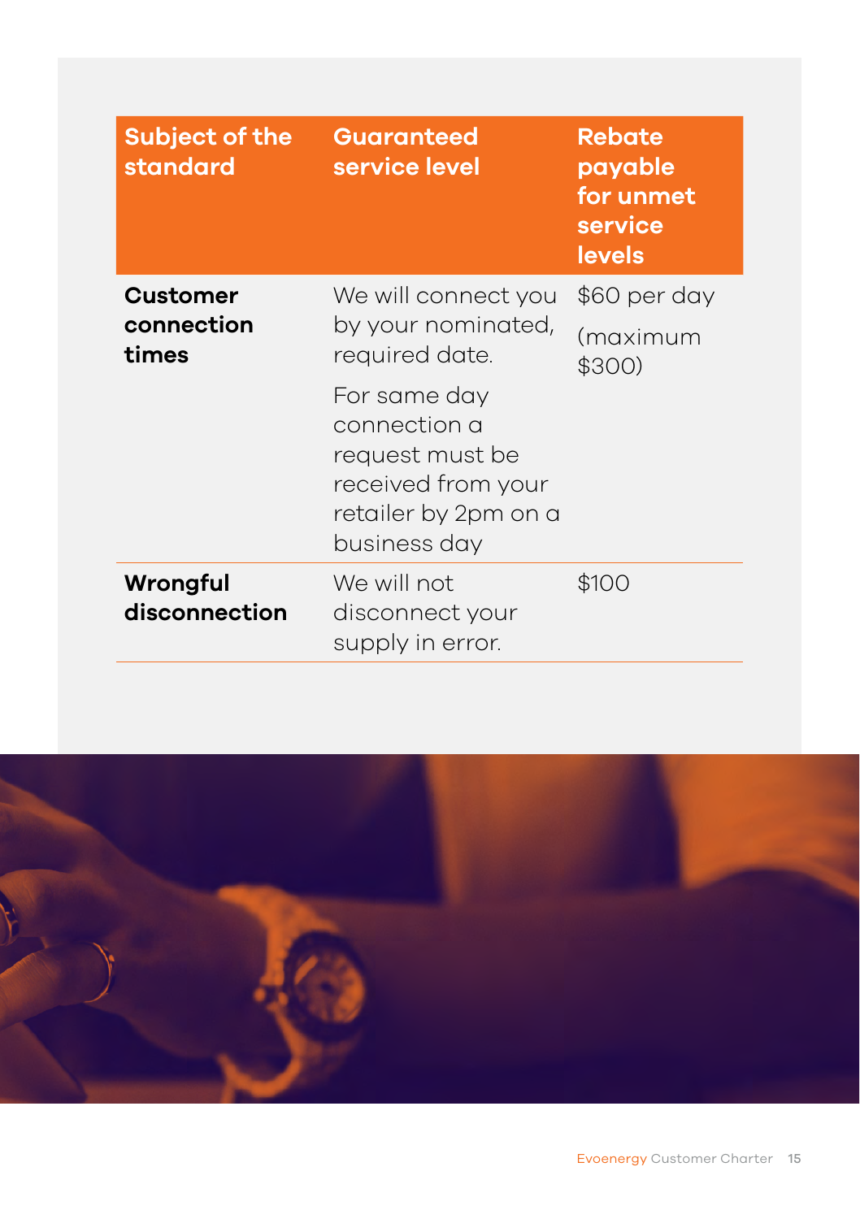| Subject of the standard | Guaranteed service level | Rebate payable for unmet service levels |
|---|---|---|
| **Customer connection times** | We will connect you by your nominated, required date. For same day connection a request must be received from your retailer by 2pm on a business day | $60 per day (maximum $300) |
| **Wrongful disconnection** | We will not disconnect your supply in error. | $100 |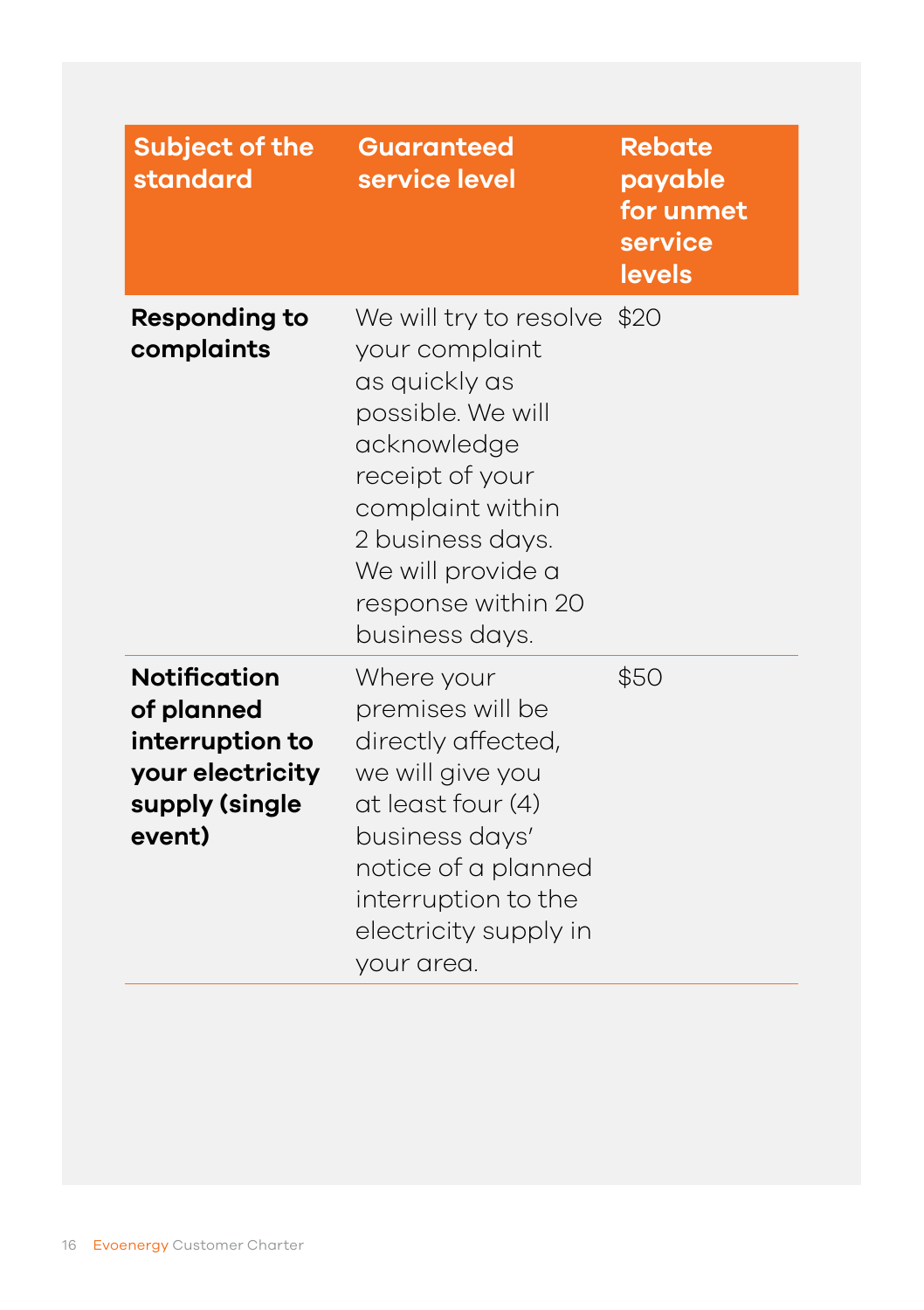| Subject of the standard | Guaranteed service level | Rebate payable for unmet service levels |
|---|---|---|
| **Responding to complaints** | We will try to resolve your complaint as quickly as possible. We will acknowledge receipt of your complaint within 2 business days. We will provide a response within 20 business days. | $20 |
| **Notification of planned interruption to your electricity supply (single event)** | Where your premises will be directly affected, we will give you at least four (4) business days' notice of a planned interruption to the electricity supply in your area. | $50 |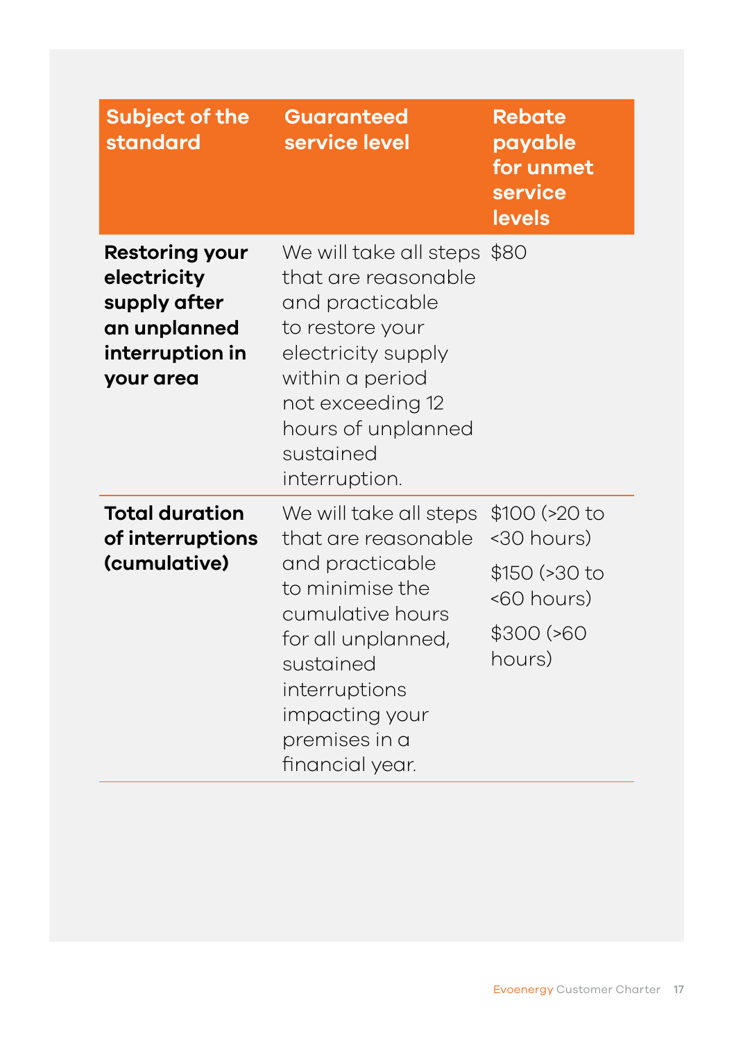| Subject of the standard | Guaranteed service level | Rebate payable for unmet service levels |
| --- | --- | --- |
| **Restoring your electricity supply after an unplanned interruption in your area** | We will take all steps that are reasonable and practicable to restore your electricity supply within a period not exceeding 12 hours of unplanned sustained interruption. | $80 |
| **Total duration of interruptions (cumulative)** | We will take all steps that are reasonable and practicable to minimise the cumulative hours for all unplanned, sustained interruptions impacting your premises in a financial year. | $100 (>20 to <30 hours)<br>$150 (>30 to <60 hours)<br>$300 (>60 hours) |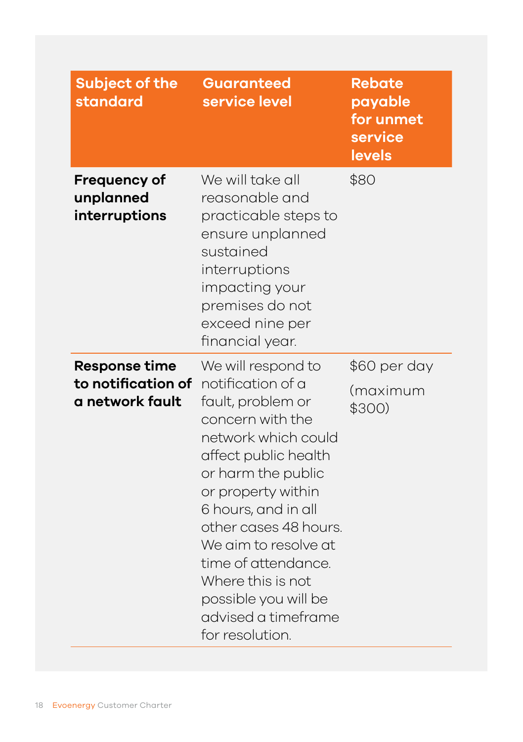| Subject of the standard | Guaranteed service level | Rebate payable for unmet service levels |
|---|---|---|
| **Frequency of unplanned interruptions** | We will take all reasonable and practicable steps to ensure unplanned sustained interruptions impacting your premises do not exceed nine per financial year. | $80 |
| **Response time to notification of a network fault** | We will respond to notification of a fault, problem or concern with the network which could affect public health or harm the public or property within 6 hours, and in all other cases 48 hours. We aim to resolve at time of attendance. Where this is not possible you will be advised a timeframe for resolution. | $60 per day (maximum $300) |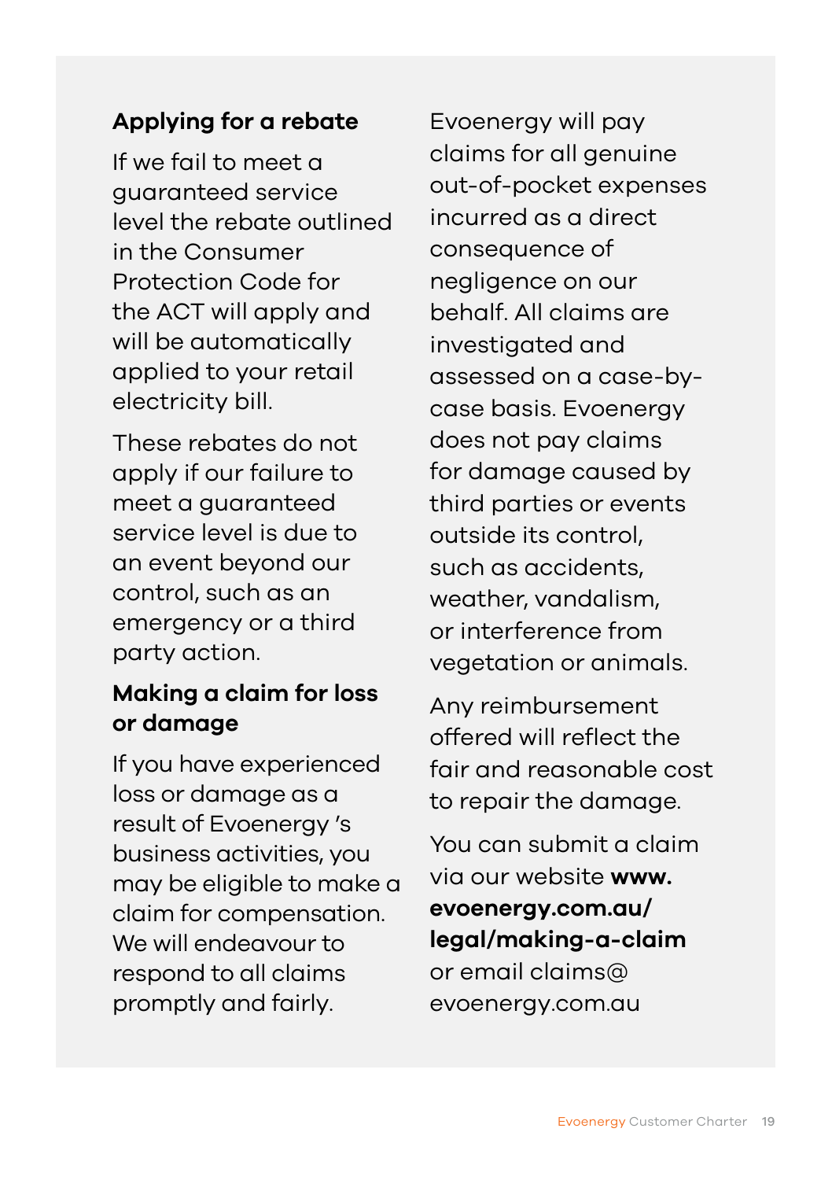### Applying for a rebate

If we fail to meet a guaranteed service level the rebate outlined in the Consumer Protection Code for the ACT will apply and will be automatically applied to your retail electricity bill.

These rebates do not apply if our failure to meet a guaranteed service level is due to an event beyond our control, such as an emergency or a third party action.

### Making a claim for loss or damage

If you have experienced loss or damage as a result of Evoenergy 's business activities, you may be eligible to make a claim for compensation. We will endeavour to respond to all claims promptly and fairly.

Evoenergy will pay claims for all genuine out-of-pocket expenses incurred as a direct consequence of negligence on our behalf. All claims are investigated and assessed on a case-by-case basis. Evoenergy does not pay claims for damage caused by third parties or events outside its control, such as accidents, weather, vandalism, or interference from vegetation or animals.

Any reimbursement offered will reflect the fair and reasonable cost to repair the damage.

You can submit a claim via our website **www.evoenergy.com.au/legal/making-a-claim** or email claims@evoenergy.com.au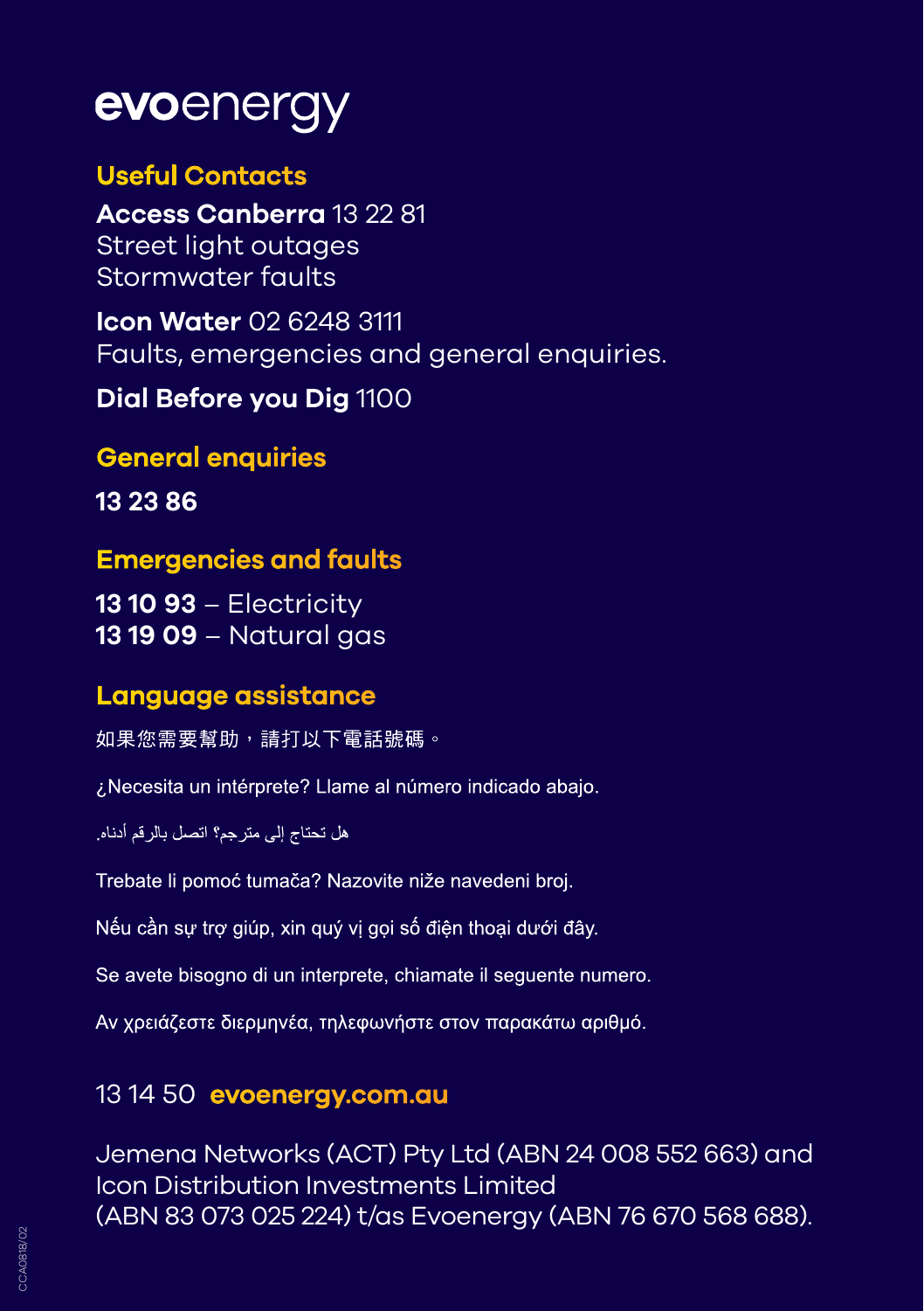**evoenergy**

## Useful Contacts

**Access Canberra** 13 22 81
Street light outages
Stormwater faults

**Icon Water** 02 6248 3111
Faults, emergencies and general enquiries.

**Dial Before you Dig** 1100

## General enquiries

**13 23 86**

## Emergencies and faults

**13 10 93** – Electricity
**13 19 09** – Natural gas

## Language assistance

如果您需要幫助，請打以下電話號碼。

¿Necesita un intérprete? Llame al número indicado abajo.

هل تحتاج إلى مترجم؟ اتصل بالرقم أدناه.

Trebate li pomoć tumača? Nazovite niže navedeni broj.

Nếu cần sự trợ giúp, xin quý vị gọi số điện thoại dưới đây.

Se avete bisogno di un interprete, chiamate il seguente numero.

Αν χρειάζεστε διερμηνέα, τηλεφωνήστε στον παρακάτω αριθμό.

13 14 50 **evoenergy.com.au**

Jemena Networks (ACT) Pty Ltd (ABN 24 008 552 663) and Icon Distribution Investments Limited (ABN 83 073 025 224) t/as Evoenergy (ABN 76 670 568 688).

CCA0818/02